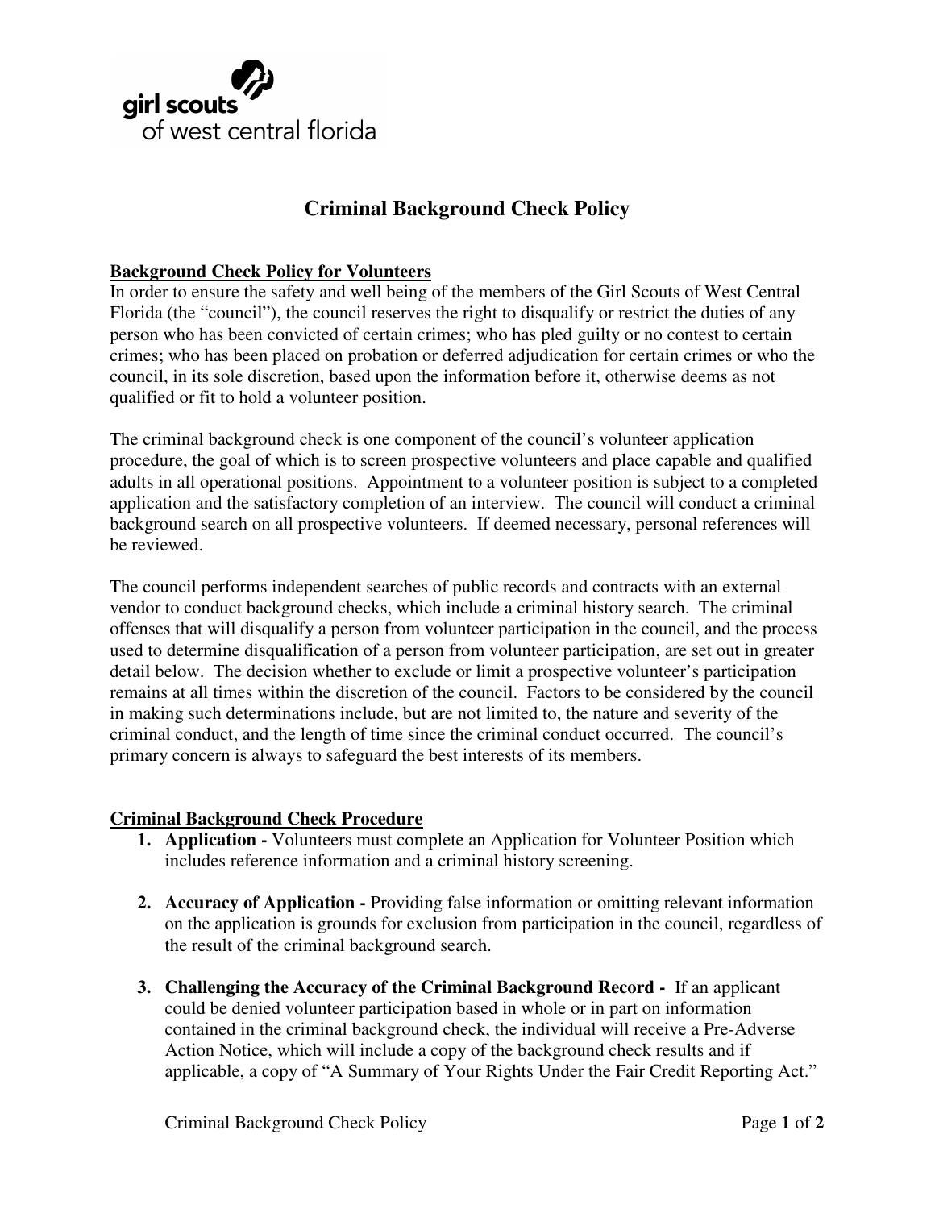girl scouts
of west central florida

# Criminal Background Check Policy

## Background Check Policy for Volunteers

In order to ensure the safety and well being of the members of the Girl Scouts of West Central Florida (the "council"), the council reserves the right to disqualify or restrict the duties of any person who has been convicted of certain crimes; who has pled guilty or no contest to certain crimes; who has been placed on probation or deferred adjudication for certain crimes or who the council, in its sole discretion, based upon the information before it, otherwise deems as not qualified or fit to hold a volunteer position.

The criminal background check is one component of the council's volunteer application procedure, the goal of which is to screen prospective volunteers and place capable and qualified adults in all operational positions. Appointment to a volunteer position is subject to a completed application and the satisfactory completion of an interview. The council will conduct a criminal background search on all prospective volunteers. If deemed necessary, personal references will be reviewed.

The council performs independent searches of public records and contracts with an external vendor to conduct background checks, which include a criminal history search. The criminal offenses that will disqualify a person from volunteer participation in the council, and the process used to determine disqualification of a person from volunteer participation, are set out in greater detail below. The decision whether to exclude or limit a prospective volunteer's participation remains at all times within the discretion of the council. Factors to be considered by the council in making such determinations include, but are not limited to, the nature and severity of the criminal conduct, and the length of time since the criminal conduct occurred. The council's primary concern is always to safeguard the best interests of its members.

## Criminal Background Check Procedure

1. **Application -** Volunteers must complete an Application for Volunteer Position which includes reference information and a criminal history screening.

2. **Accuracy of Application -** Providing false information or omitting relevant information on the application is grounds for exclusion from participation in the council, regardless of the result of the criminal background search.

3. **Challenging the Accuracy of the Criminal Background Record -** If an applicant could be denied volunteer participation based in whole or in part on information contained in the criminal background check, the individual will receive a Pre-Adverse Action Notice, which will include a copy of the background check results and if applicable, a copy of "A Summary of Your Rights Under the Fair Credit Reporting Act."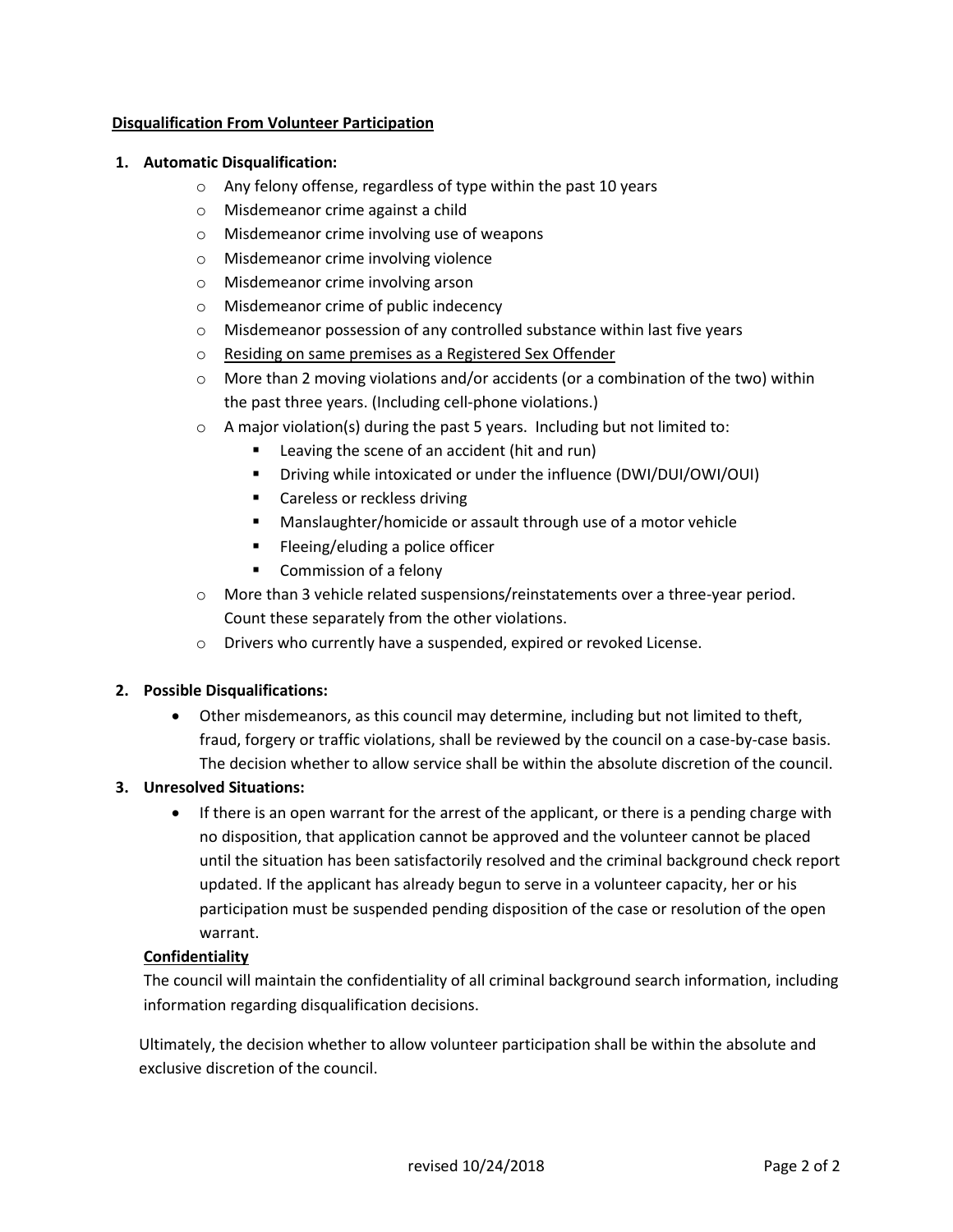**Disqualification From Volunteer Participation**

1. **Automatic Disqualification:**
   - Any felony offense, regardless of type within the past 10 years
   - Misdemeanor crime against a child
   - Misdemeanor crime involving use of weapons
   - Misdemeanor crime involving violence
   - Misdemeanor crime involving arson
   - Misdemeanor crime of public indecency
   - Misdemeanor possession of any controlled substance within last five years
   - Residing on same premises as a Registered Sex Offender
   - More than 2 moving violations and/or accidents (or a combination of the two) within the past three years. (Including cell-phone violations.)
   - A major violation(s) during the past 5 years. Including but not limited to:
     - Leaving the scene of an accident (hit and run)
     - Driving while intoxicated or under the influence (DWI/DUI/OWI/OUI)
     - Careless or reckless driving
     - Manslaughter/homicide or assault through use of a motor vehicle
     - Fleeing/eluding a police officer
     - Commission of a felony
   - More than 3 vehicle related suspensions/reinstatements over a three-year period. Count these separately from the other violations.
   - Drivers who currently have a suspended, expired or revoked License.

2. **Possible Disqualifications:**
   - Other misdemeanors, as this council may determine, including but not limited to theft, fraud, forgery or traffic violations, shall be reviewed by the council on a case-by-case basis. The decision whether to allow service shall be within the absolute discretion of the council.

3. **Unresolved Situations:**
   - If there is an open warrant for the arrest of the applicant, or there is a pending charge with no disposition, that application cannot be approved and the volunteer cannot be placed until the situation has been satisfactorily resolved and the criminal background check report updated. If the applicant has already begun to serve in a volunteer capacity, her or his participation must be suspended pending disposition of the case or resolution of the open warrant.

**Confidentiality**

The council will maintain the confidentiality of all criminal background search information, including information regarding disqualification decisions.

Ultimately, the decision whether to allow volunteer participation shall be within the absolute and exclusive discretion of the council.

revised 10/24/2018